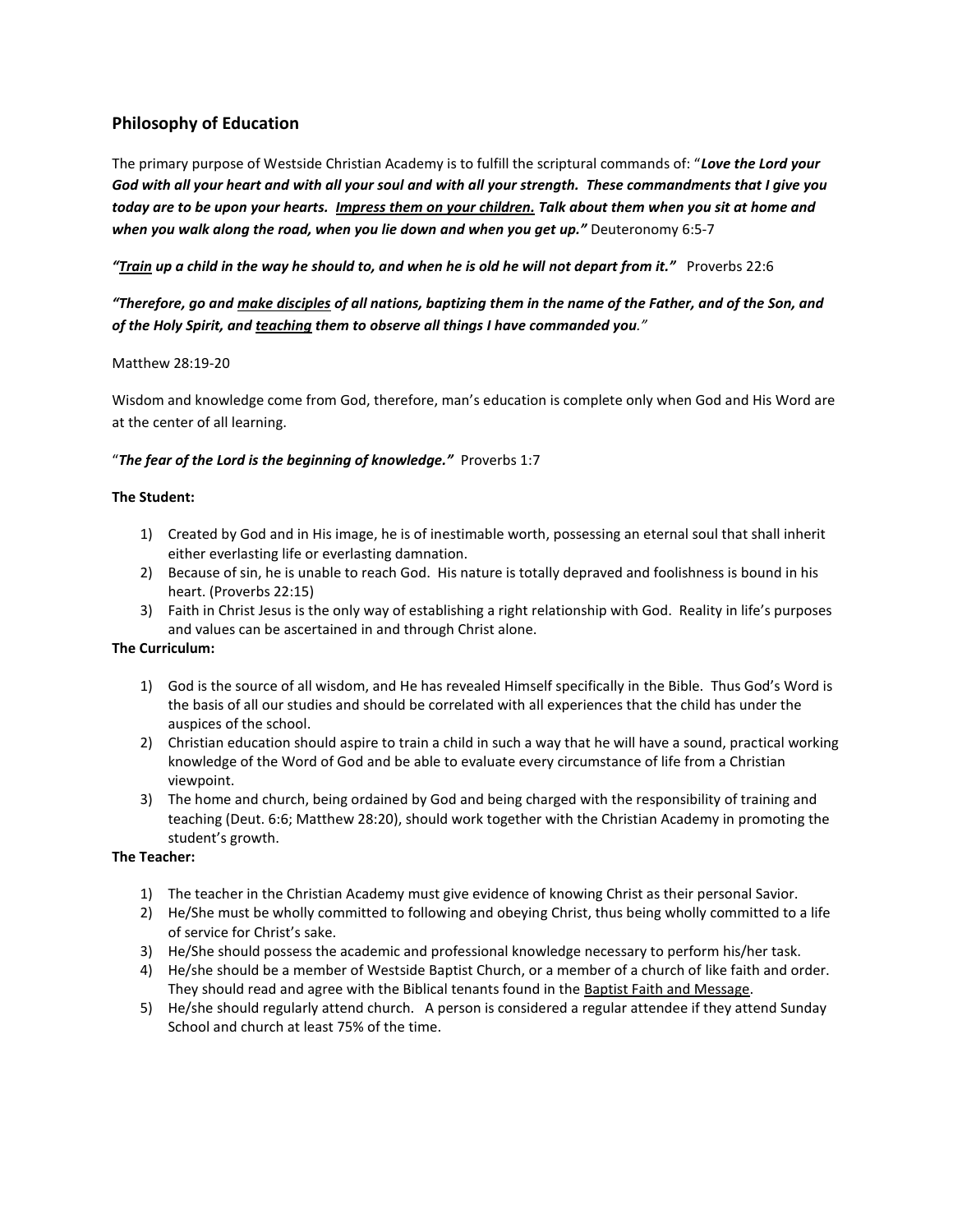## Philosophy of Education

The primary purpose of Westside Christian Academy is to fulfill the scriptural commands of: "***Love the Lord your God with all your heart and with all your soul and with all your strength. These commandments that I give you today are to be upon your hearts. <u>Impress them on your children.</u> Talk about them when you sit at home and when you walk along the road, when you lie down and when you get up."*** Deuteronomy 6:5-7

***"<u>Train</u> up a child in the way he should to, and when he is old he will not depart from it."*** Proverbs 22:6

***"Therefore, go and <u>make disciples</u> of all nations, baptizing them in the name of the Father, and of the Son, and of the Holy Spirit, and <u>teaching</u> them to observe all things I have commanded you."***

Matthew 28:19-20

Wisdom and knowledge come from God, therefore, man's education is complete only when God and His Word are at the center of all learning.

"***The fear of the Lord is the beginning of knowledge."*** Proverbs 1:7

**The Student:**

1) Created by God and in His image, he is of inestimable worth, possessing an eternal soul that shall inherit either everlasting life or everlasting damnation.
2) Because of sin, he is unable to reach God. His nature is totally depraved and foolishness is bound in his heart. (Proverbs 22:15)
3) Faith in Christ Jesus is the only way of establishing a right relationship with God. Reality in life's purposes and values can be ascertained in and through Christ alone.

**The Curriculum:**

1) God is the source of all wisdom, and He has revealed Himself specifically in the Bible. Thus God's Word is the basis of all our studies and should be correlated with all experiences that the child has under the auspices of the school.
2) Christian education should aspire to train a child in such a way that he will have a sound, practical working knowledge of the Word of God and be able to evaluate every circumstance of life from a Christian viewpoint.
3) The home and church, being ordained by God and being charged with the responsibility of training and teaching (Deut. 6:6; Matthew 28:20), should work together with the Christian Academy in promoting the student's growth.

**The Teacher:**

1) The teacher in the Christian Academy must give evidence of knowing Christ as their personal Savior.
2) He/She must be wholly committed to following and obeying Christ, thus being wholly committed to a life of service for Christ's sake.
3) He/She should possess the academic and professional knowledge necessary to perform his/her task.
4) He/she should be a member of Westside Baptist Church, or a member of a church of like faith and order. They should read and agree with the Biblical tenants found in the <u>Baptist Faith and Message</u>.
5) He/she should regularly attend church. A person is considered a regular attendee if they attend Sunday School and church at least 75% of the time.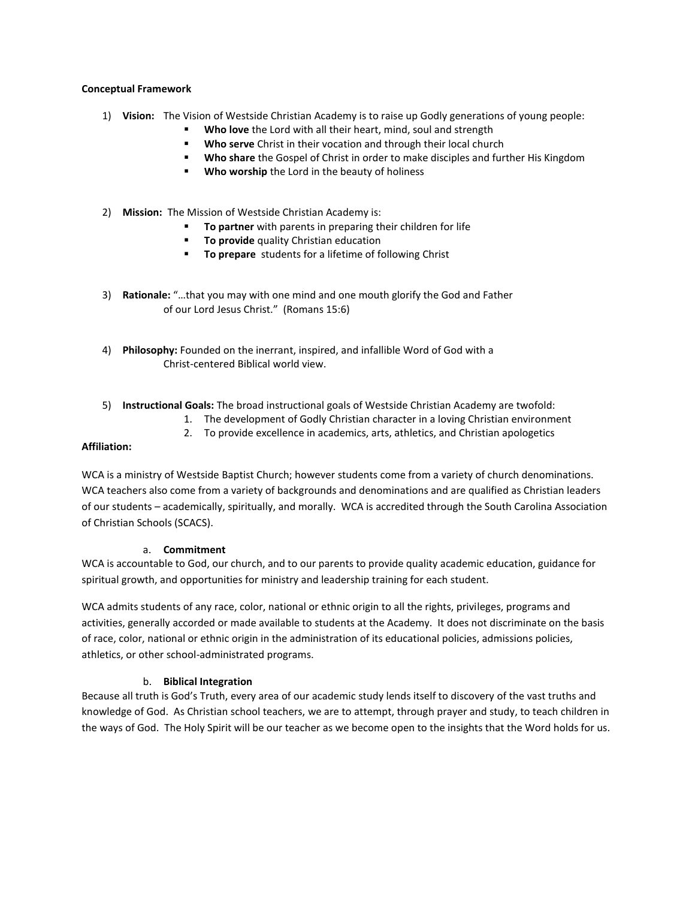**Conceptual Framework**

1) **Vision:** The Vision of Westside Christian Academy is to raise up Godly generations of young people:
   - **Who love** the Lord with all their heart, mind, soul and strength
   - **Who serve** Christ in their vocation and through their local church
   - **Who share** the Gospel of Christ in order to make disciples and further His Kingdom
   - **Who worship** the Lord in the beauty of holiness

2) **Mission:** The Mission of Westside Christian Academy is:
   - **To partner** with parents in preparing their children for life
   - **To provide** quality Christian education
   - **To prepare** students for a lifetime of following Christ

3) **Rationale:** "…that you may with one mind and one mouth glorify the God and Father of our Lord Jesus Christ." (Romans 15:6)

4) **Philosophy:** Founded on the inerrant, inspired, and infallible Word of God with a Christ-centered Biblical world view.

5) **Instructional Goals:** The broad instructional goals of Westside Christian Academy are twofold:
   1. The development of Godly Christian character in a loving Christian environment
   2. To provide excellence in academics, arts, athletics, and Christian apologetics

**Affiliation:**

WCA is a ministry of Westside Baptist Church; however students come from a variety of church denominations. WCA teachers also come from a variety of backgrounds and denominations and are qualified as Christian leaders of our students – academically, spiritually, and morally. WCA is accredited through the South Carolina Association of Christian Schools (SCACS).

a. **Commitment**

WCA is accountable to God, our church, and to our parents to provide quality academic education, guidance for spiritual growth, and opportunities for ministry and leadership training for each student.

WCA admits students of any race, color, national or ethnic origin to all the rights, privileges, programs and activities, generally accorded or made available to students at the Academy. It does not discriminate on the basis of race, color, national or ethnic origin in the administration of its educational policies, admissions policies, athletics, or other school-administrated programs.

b. **Biblical Integration**

Because all truth is God's Truth, every area of our academic study lends itself to discovery of the vast truths and knowledge of God. As Christian school teachers, we are to attempt, through prayer and study, to teach children in the ways of God. The Holy Spirit will be our teacher as we become open to the insights that the Word holds for us.